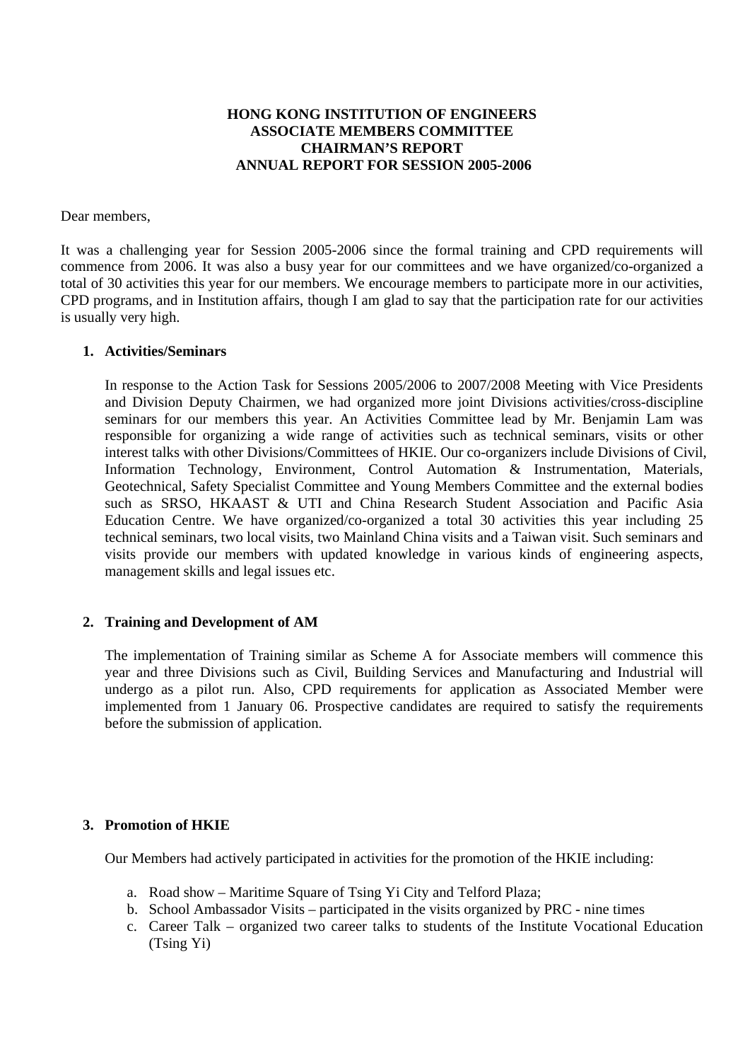**HONG KONG INSTITUTION OF ENGINEERS**
**ASSOCIATE MEMBERS COMMITTEE**
**CHAIRMAN'S REPORT**
**ANNUAL REPORT FOR SESSION 2005-2006**

Dear members,

It was a challenging year for Session 2005-2006 since the formal training and CPD requirements will commence from 2006. It was also a busy year for our committees and we have organized/co-organized a total of 30 activities this year for our members. We encourage members to participate more in our activities, CPD programs, and in Institution affairs, though I am glad to say that the participation rate for our activities is usually very high.

1. **Activities/Seminars**

   In response to the Action Task for Sessions 2005/2006 to 2007/2008 Meeting with Vice Presidents and Division Deputy Chairmen, we had organized more joint Divisions activities/cross-discipline seminars for our members this year. An Activities Committee lead by Mr. Benjamin Lam was responsible for organizing a wide range of activities such as technical seminars, visits or other interest talks with other Divisions/Committees of HKIE. Our co-organizers include Divisions of Civil, Information Technology, Environment, Control Automation & Instrumentation, Materials, Geotechnical, Safety Specialist Committee and Young Members Committee and the external bodies such as SRSO, HKAAST & UTI and China Research Student Association and Pacific Asia Education Centre. We have organized/co-organized a total 30 activities this year including 25 technical seminars, two local visits, two Mainland China visits and a Taiwan visit. Such seminars and visits provide our members with updated knowledge in various kinds of engineering aspects, management skills and legal issues etc.

2. **Training and Development of AM**

   The implementation of Training similar as Scheme A for Associate members will commence this year and three Divisions such as Civil, Building Services and Manufacturing and Industrial will undergo as a pilot run. Also, CPD requirements for application as Associated Member were implemented from 1 January 06. Prospective candidates are required to satisfy the requirements before the submission of application.

3. **Promotion of HKIE**

   Our Members had actively participated in activities for the promotion of the HKIE including:

   a. Road show – Maritime Square of Tsing Yi City and Telford Plaza;
   b. School Ambassador Visits – participated in the visits organized by PRC - nine times
   c. Career Talk – organized two career talks to students of the Institute Vocational Education (Tsing Yi)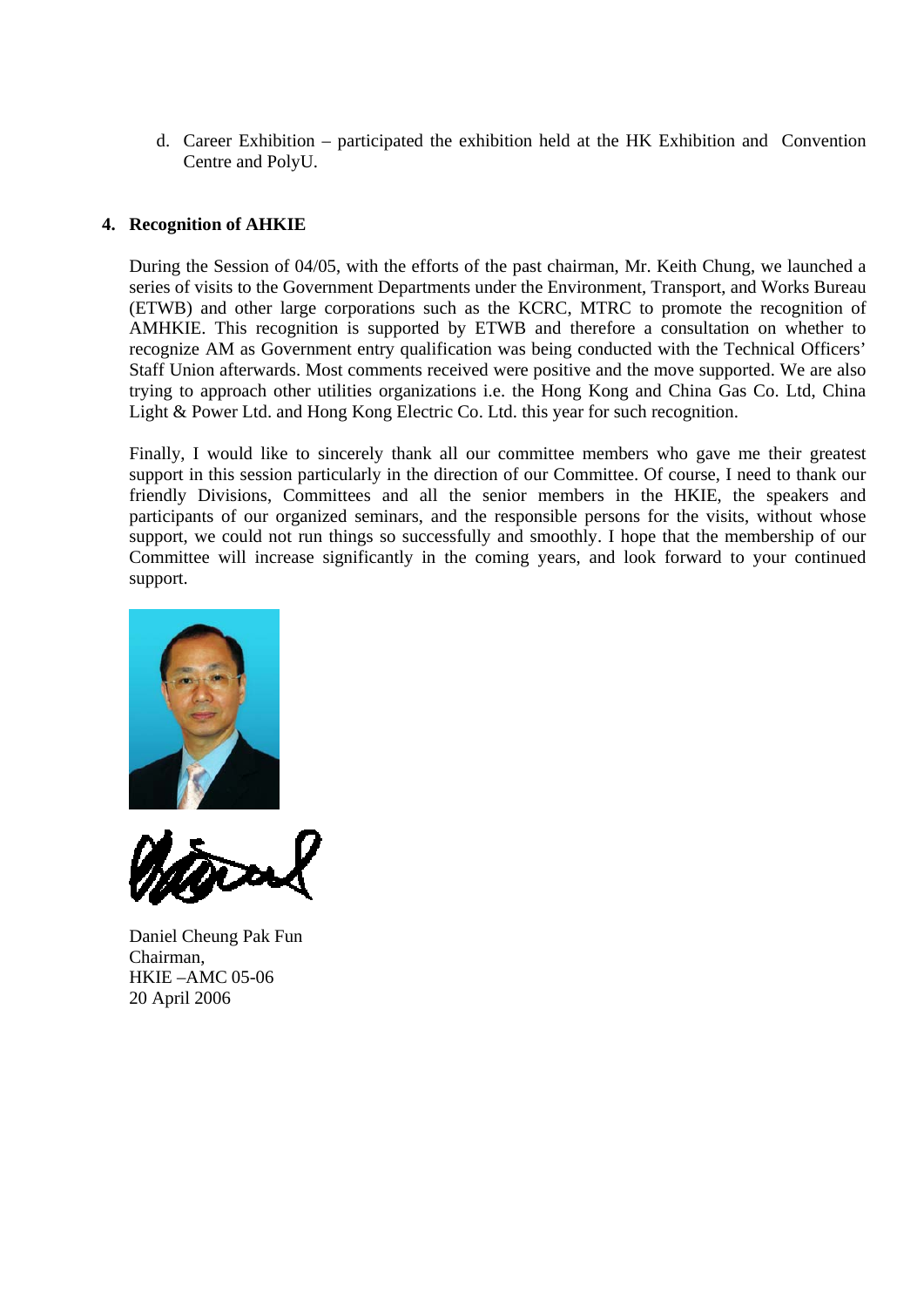d. Career Exhibition – participated the exhibition held at the HK Exhibition and Convention Centre and PolyU.

**4. Recognition of AHKIE**

During the Session of 04/05, with the efforts of the past chairman, Mr. Keith Chung, we launched a series of visits to the Government Departments under the Environment, Transport, and Works Bureau (ETWB) and other large corporations such as the KCRC, MTRC to promote the recognition of AMHKIE. This recognition is supported by ETWB and therefore a consultation on whether to recognize AM as Government entry qualification was being conducted with the Technical Officers' Staff Union afterwards. Most comments received were positive and the move supported. We are also trying to approach other utilities organizations i.e. the Hong Kong and China Gas Co. Ltd, China Light & Power Ltd. and Hong Kong Electric Co. Ltd. this year for such recognition.

Finally, I would like to sincerely thank all our committee members who gave me their greatest support in this session particularly in the direction of our Committee. Of course, I need to thank our friendly Divisions, Committees and all the senior members in the HKIE, the speakers and participants of our organized seminars, and the responsible persons for the visits, without whose support, we could not run things so successfully and smoothly. I hope that the membership of our Committee will increase significantly in the coming years, and look forward to your continued support.

Daniel Cheung Pak Fun
Chairman,
HKIE –AMC 05-06
20 April 2006